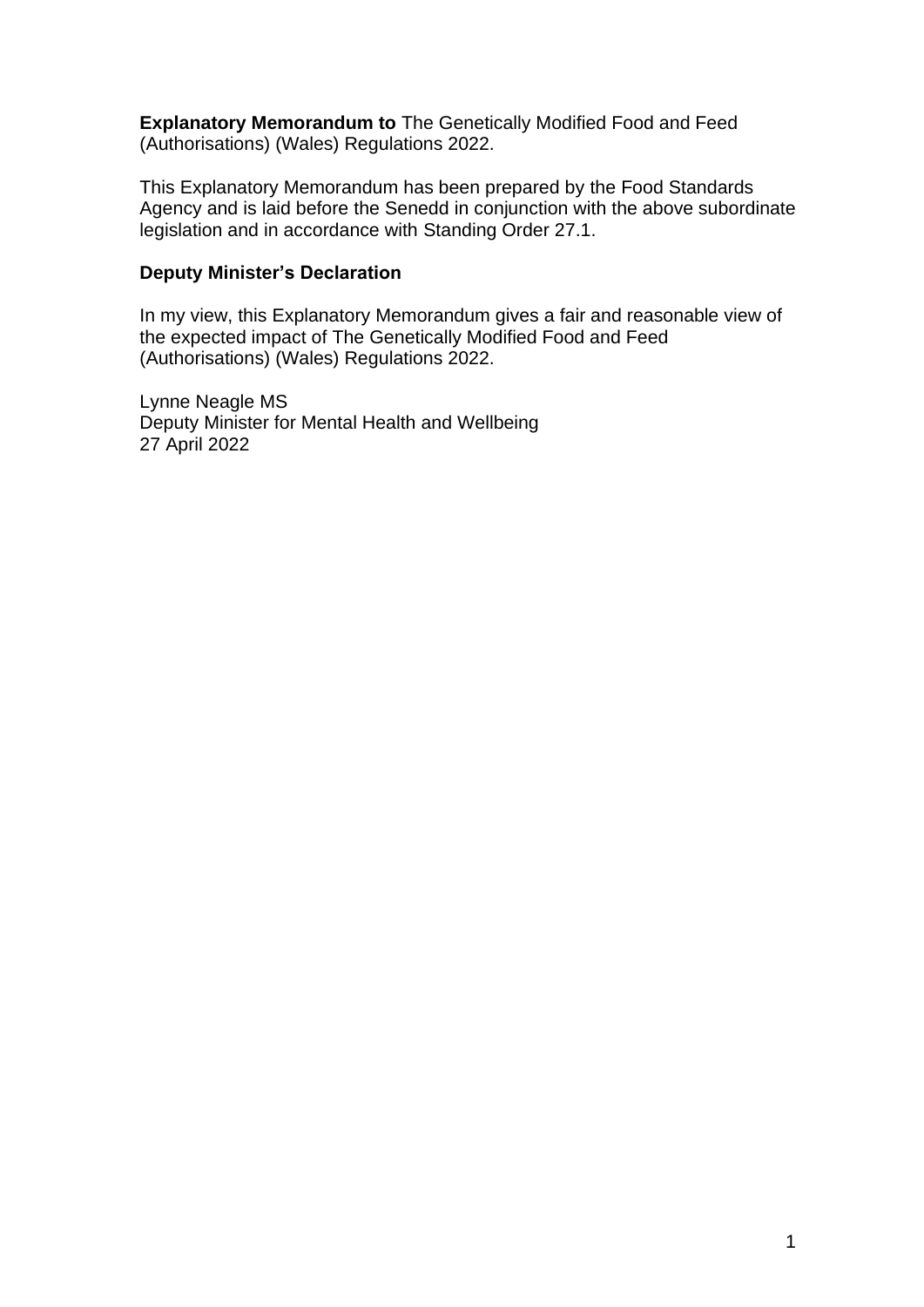**Explanatory Memorandum to** The Genetically Modified Food and Feed (Authorisations) (Wales) Regulations 2022.

This Explanatory Memorandum has been prepared by the Food Standards Agency and is laid before the Senedd in conjunction with the above subordinate legislation and in accordance with Standing Order 27.1.

**Deputy Minister's Declaration**

In my view, this Explanatory Memorandum gives a fair and reasonable view of the expected impact of The Genetically Modified Food and Feed (Authorisations) (Wales) Regulations 2022.

Lynne Neagle MS
Deputy Minister for Mental Health and Wellbeing
27 April 2022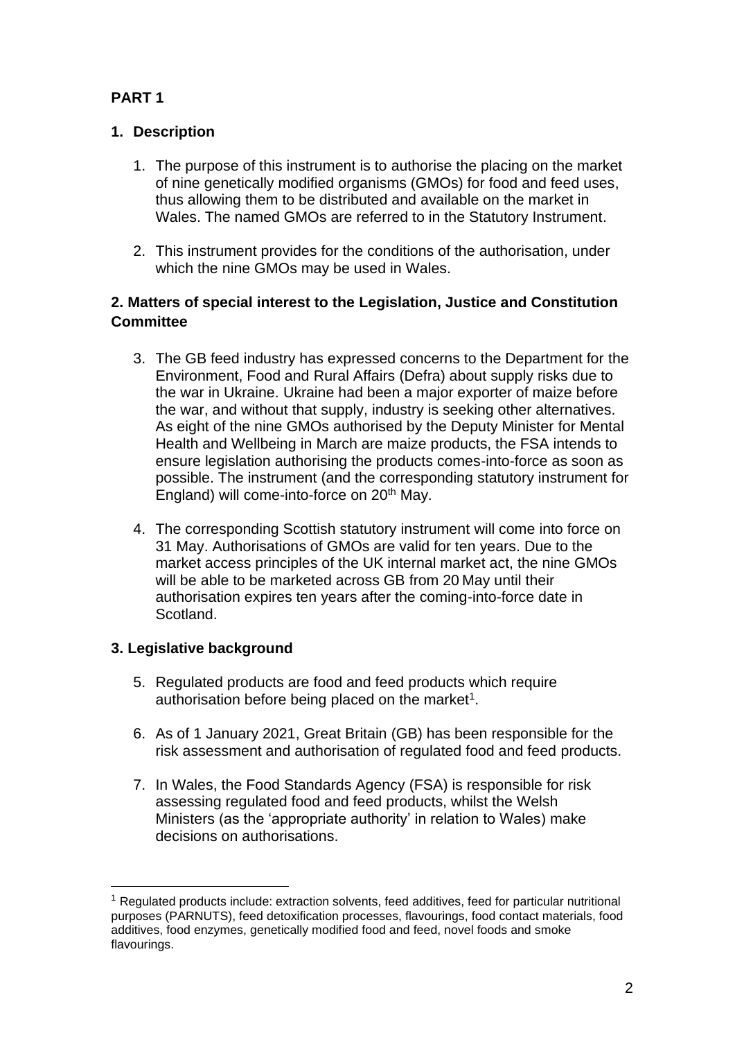## PART 1

### 1. Description

1. The purpose of this instrument is to authorise the placing on the market of nine genetically modified organisms (GMOs) for food and feed uses, thus allowing them to be distributed and available on the market in Wales. The named GMOs are referred to in the Statutory Instrument.

2. This instrument provides for the conditions of the authorisation, under which the nine GMOs may be used in Wales.

### 2. Matters of special interest to the Legislation, Justice and Constitution Committee

3. The GB feed industry has expressed concerns to the Department for the Environment, Food and Rural Affairs (Defra) about supply risks due to the war in Ukraine. Ukraine had been a major exporter of maize before the war, and without that supply, industry is seeking other alternatives. As eight of the nine GMOs authorised by the Deputy Minister for Mental Health and Wellbeing in March are maize products, the FSA intends to ensure legislation authorising the products comes-into-force as soon as possible. The instrument (and the corresponding statutory instrument for England) will come-into-force on 20th May.

4. The corresponding Scottish statutory instrument will come into force on 31 May. Authorisations of GMOs are valid for ten years. Due to the market access principles of the UK internal market act, the nine GMOs will be able to be marketed across GB from 20 May until their authorisation expires ten years after the coming-into-force date in Scotland.

### 3. Legislative background

5. Regulated products are food and feed products which require authorisation before being placed on the market[1].

6. As of 1 January 2021, Great Britain (GB) has been responsible for the risk assessment and authorisation of regulated food and feed products.

7. In Wales, the Food Standards Agency (FSA) is responsible for risk assessing regulated food and feed products, whilst the Welsh Ministers (as the 'appropriate authority' in relation to Wales) make decisions on authorisations.

---

[1] Regulated products include: extraction solvents, feed additives, feed for particular nutritional purposes (PARNUTS), feed detoxification processes, flavourings, food contact materials, food additives, food enzymes, genetically modified food and feed, novel foods and smoke flavourings.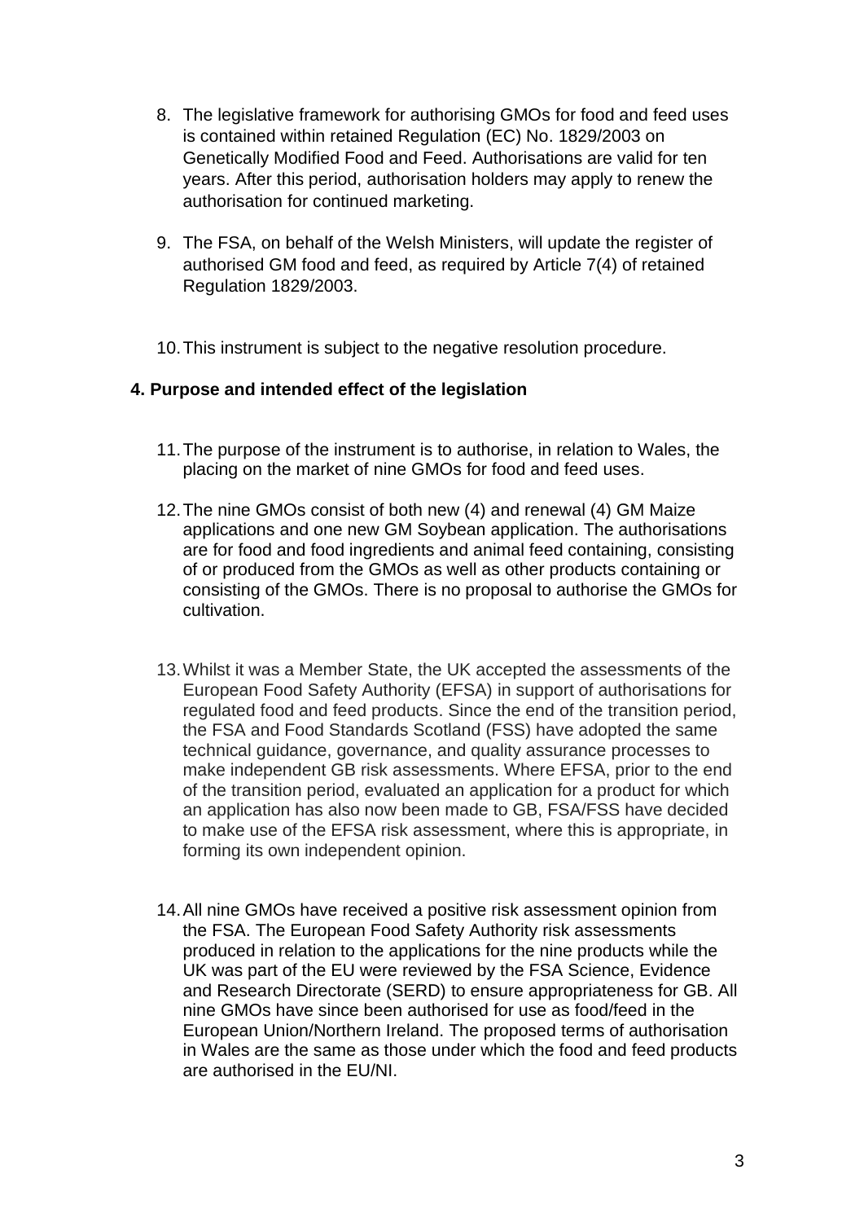8. The legislative framework for authorising GMOs for food and feed uses is contained within retained Regulation (EC) No. 1829/2003 on Genetically Modified Food and Feed. Authorisations are valid for ten years. After this period, authorisation holders may apply to renew the authorisation for continued marketing.

9. The FSA, on behalf of the Welsh Ministers, will update the register of authorised GM food and feed, as required by Article 7(4) of retained Regulation 1829/2003.

10. This instrument is subject to the negative resolution procedure.

**4. Purpose and intended effect of the legislation**

11. The purpose of the instrument is to authorise, in relation to Wales, the placing on the market of nine GMOs for food and feed uses.

12. The nine GMOs consist of both new (4) and renewal (4) GM Maize applications and one new GM Soybean application. The authorisations are for food and food ingredients and animal feed containing, consisting of or produced from the GMOs as well as other products containing or consisting of the GMOs. There is no proposal to authorise the GMOs for cultivation.

13. Whilst it was a Member State, the UK accepted the assessments of the European Food Safety Authority (EFSA) in support of authorisations for regulated food and feed products. Since the end of the transition period, the FSA and Food Standards Scotland (FSS) have adopted the same technical guidance, governance, and quality assurance processes to make independent GB risk assessments. Where EFSA, prior to the end of the transition period, evaluated an application for a product for which an application has also now been made to GB, FSA/FSS have decided to make use of the EFSA risk assessment, where this is appropriate, in forming its own independent opinion.

14. All nine GMOs have received a positive risk assessment opinion from the FSA. The European Food Safety Authority risk assessments produced in relation to the applications for the nine products while the UK was part of the EU were reviewed by the FSA Science, Evidence and Research Directorate (SERD) to ensure appropriateness for GB. All nine GMOs have since been authorised for use as food/feed in the European Union/Northern Ireland. The proposed terms of authorisation in Wales are the same as those under which the food and feed products are authorised in the EU/NI.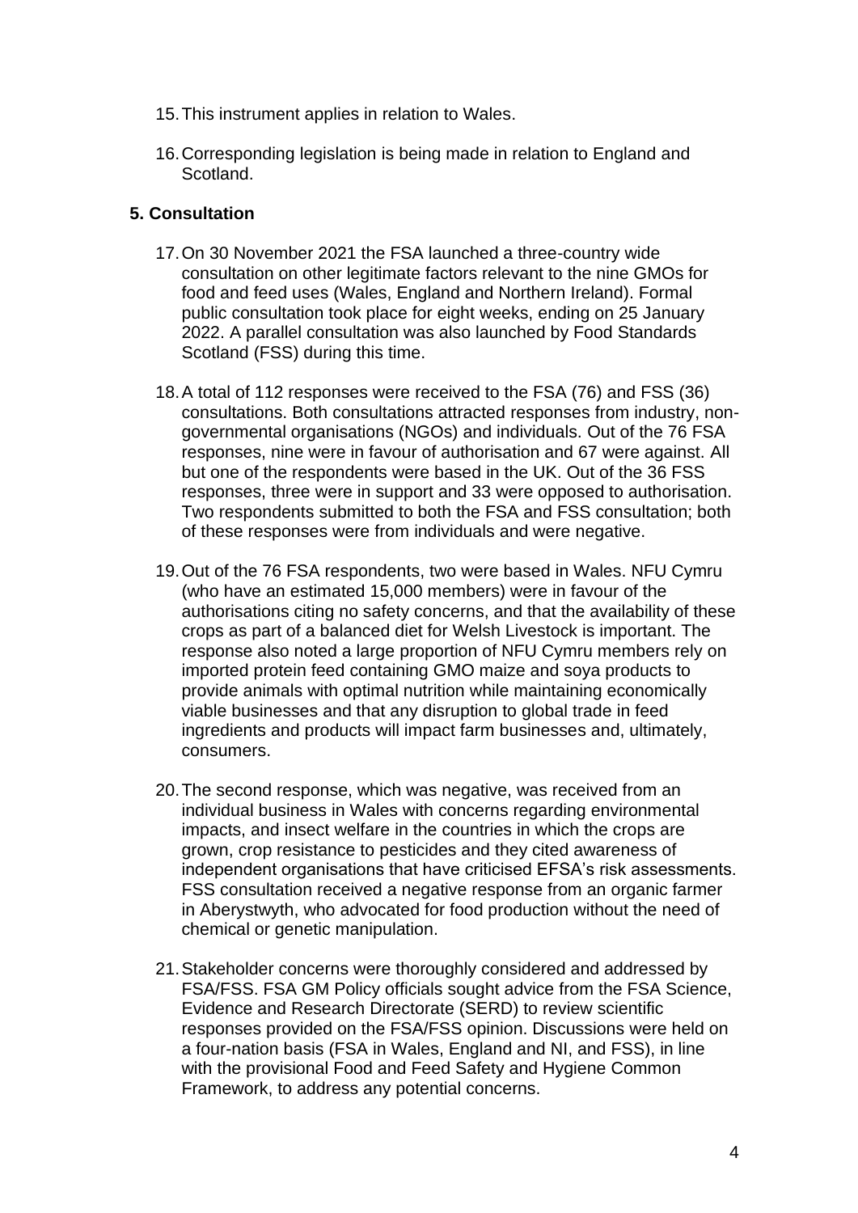15. This instrument applies in relation to Wales.

16. Corresponding legislation is being made in relation to England and Scotland.

## 5. Consultation

17. On 30 November 2021 the FSA launched a three-country wide consultation on other legitimate factors relevant to the nine GMOs for food and feed uses (Wales, England and Northern Ireland). Formal public consultation took place for eight weeks, ending on 25 January 2022. A parallel consultation was also launched by Food Standards Scotland (FSS) during this time.

18. A total of 112 responses were received to the FSA (76) and FSS (36) consultations. Both consultations attracted responses from industry, non-governmental organisations (NGOs) and individuals. Out of the 76 FSA responses, nine were in favour of authorisation and 67 were against. All but one of the respondents were based in the UK. Out of the 36 FSS responses, three were in support and 33 were opposed to authorisation. Two respondents submitted to both the FSA and FSS consultation; both of these responses were from individuals and were negative.

19. Out of the 76 FSA respondents, two were based in Wales. NFU Cymru (who have an estimated 15,000 members) were in favour of the authorisations citing no safety concerns, and that the availability of these crops as part of a balanced diet for Welsh Livestock is important. The response also noted a large proportion of NFU Cymru members rely on imported protein feed containing GMO maize and soya products to provide animals with optimal nutrition while maintaining economically viable businesses and that any disruption to global trade in feed ingredients and products will impact farm businesses and, ultimately, consumers.

20. The second response, which was negative, was received from an individual business in Wales with concerns regarding environmental impacts, and insect welfare in the countries in which the crops are grown, crop resistance to pesticides and they cited awareness of independent organisations that have criticised EFSA's risk assessments. FSS consultation received a negative response from an organic farmer in Aberystwyth, who advocated for food production without the need of chemical or genetic manipulation.

21. Stakeholder concerns were thoroughly considered and addressed by FSA/FSS. FSA GM Policy officials sought advice from the FSA Science, Evidence and Research Directorate (SERD) to review scientific responses provided on the FSA/FSS opinion. Discussions were held on a four-nation basis (FSA in Wales, England and NI, and FSS), in line with the provisional Food and Feed Safety and Hygiene Common Framework, to address any potential concerns.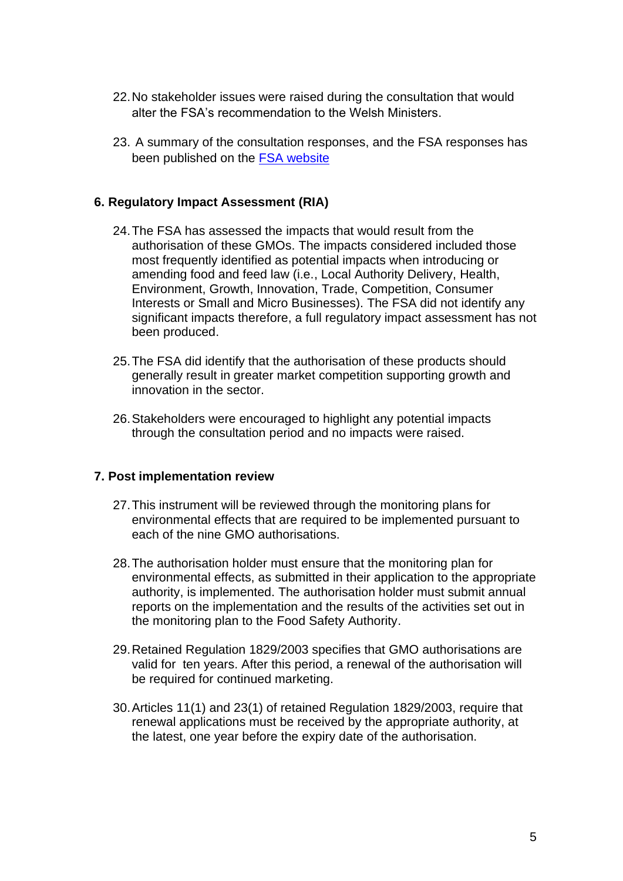22. No stakeholder issues were raised during the consultation that would alter the FSA's recommendation to the Welsh Ministers.

23. A summary of the consultation responses, and the FSA responses has been published on the [FSA website]

## 6. Regulatory Impact Assessment (RIA)

24. The FSA has assessed the impacts that would result from the authorisation of these GMOs. The impacts considered included those most frequently identified as potential impacts when introducing or amending food and feed law (i.e., Local Authority Delivery, Health, Environment, Growth, Innovation, Trade, Competition, Consumer Interests or Small and Micro Businesses). The FSA did not identify any significant impacts therefore, a full regulatory impact assessment has not been produced.

25. The FSA did identify that the authorisation of these products should generally result in greater market competition supporting growth and innovation in the sector.

26. Stakeholders were encouraged to highlight any potential impacts through the consultation period and no impacts were raised.

## 7. Post implementation review

27. This instrument will be reviewed through the monitoring plans for environmental effects that are required to be implemented pursuant to each of the nine GMO authorisations.

28. The authorisation holder must ensure that the monitoring plan for environmental effects, as submitted in their application to the appropriate authority, is implemented. The authorisation holder must submit annual reports on the implementation and the results of the activities set out in the monitoring plan to the Food Safety Authority.

29. Retained Regulation 1829/2003 specifies that GMO authorisations are valid for ten years. After this period, a renewal of the authorisation will be required for continued marketing.

30. Articles 11(1) and 23(1) of retained Regulation 1829/2003, require that renewal applications must be received by the appropriate authority, at the latest, one year before the expiry date of the authorisation.